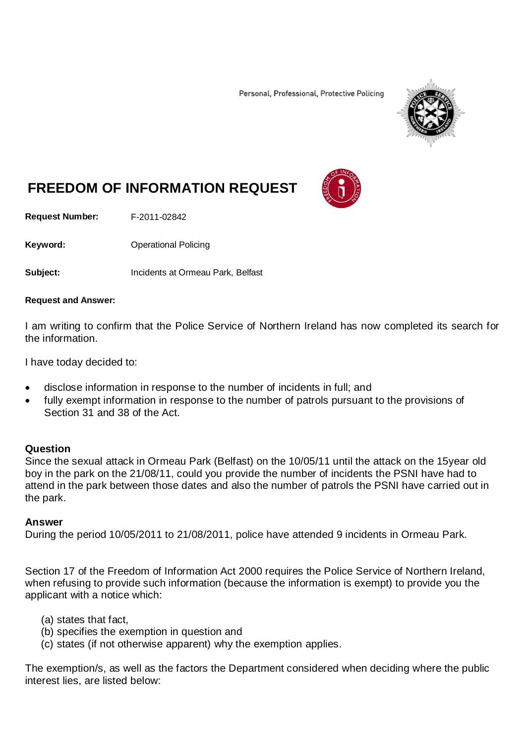Personal, Professional, Protective Policing

# FREEDOM OF INFORMATION REQUEST

**Request Number:** F-2011-02842

**Keyword:** Operational Policing

**Subject:** Incidents at Ormeau Park, Belfast

**Request and Answer:**

I am writing to confirm that the Police Service of Northern Ireland has now completed its search for the information.

I have today decided to:

- disclose information in response to the number of incidents in full; and
- fully exempt information in response to the number of patrols pursuant to the provisions of Section 31 and 38 of the Act.

**Question**
Since the sexual attack in Ormeau Park (Belfast) on the 10/05/11 until the attack on the 15year old boy in the park on the 21/08/11, could you provide the number of incidents the PSNI have had to attend in the park between those dates and also the number of patrols the PSNI have carried out in the park.

**Answer**
During the period 10/05/2011 to 21/08/2011, police have attended 9 incidents in Ormeau Park.

Section 17 of the Freedom of Information Act 2000 requires the Police Service of Northern Ireland, when refusing to provide such information (because the information is exempt) to provide you the applicant with a notice which:

(a) states that fact,
(b) specifies the exemption in question and
(c) states (if not otherwise apparent) why the exemption applies.

The exemption/s, as well as the factors the Department considered when deciding where the public interest lies, are listed below: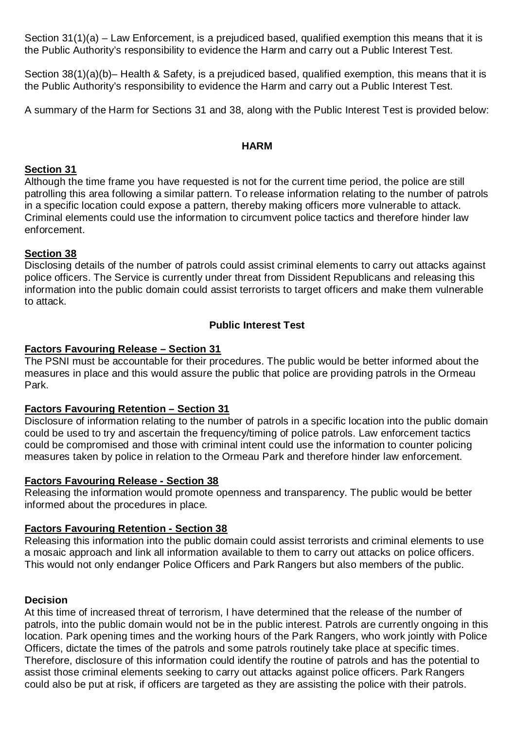Section 31(1)(a) – Law Enforcement, is a prejudiced based, qualified exemption this means that it is the Public Authority's responsibility to evidence the Harm and carry out a Public Interest Test.

Section 38(1)(a)(b)– Health & Safety, is a prejudiced based, qualified exemption, this means that it is the Public Authority's responsibility to evidence the Harm and carry out a Public Interest Test.

A summary of the Harm for Sections 31 and 38, along with the Public Interest Test is provided below:

**HARM**

**Section 31**

Although the time frame you have requested is not for the current time period, the police are still patrolling this area following a similar pattern. To release information relating to the number of patrols in a specific location could expose a pattern, thereby making officers more vulnerable to attack. Criminal elements could use the information to circumvent police tactics and therefore hinder law enforcement.

**Section 38**

Disclosing details of the number of patrols could assist criminal elements to carry out attacks against police officers. The Service is currently under threat from Dissident Republicans and releasing this information into the public domain could assist terrorists to target officers and make them vulnerable to attack.

**Public Interest Test**

**Factors Favouring Release – Section 31**

The PSNI must be accountable for their procedures. The public would be better informed about the measures in place and this would assure the public that police are providing patrols in the Ormeau Park.

**Factors Favouring Retention – Section 31**

Disclosure of information relating to the number of patrols in a specific location into the public domain could be used to try and ascertain the frequency/timing of police patrols. Law enforcement tactics could be compromised and those with criminal intent could use the information to counter policing measures taken by police in relation to the Ormeau Park and therefore hinder law enforcement.

**Factors Favouring Release - Section 38**

Releasing the information would promote openness and transparency. The public would be better informed about the procedures in place.

**Factors Favouring Retention - Section 38**

Releasing this information into the public domain could assist terrorists and criminal elements to use a mosaic approach and link all information available to them to carry out attacks on police officers. This would not only endanger Police Officers and Park Rangers but also members of the public.

**Decision**

At this time of increased threat of terrorism, I have determined that the release of the number of patrols, into the public domain would not be in the public interest. Patrols are currently ongoing in this location. Park opening times and the working hours of the Park Rangers, who work jointly with Police Officers, dictate the times of the patrols and some patrols routinely take place at specific times. Therefore, disclosure of this information could identify the routine of patrols and has the potential to assist those criminal elements seeking to carry out attacks against police officers. Park Rangers could also be put at risk, if officers are targeted as they are assisting the police with their patrols.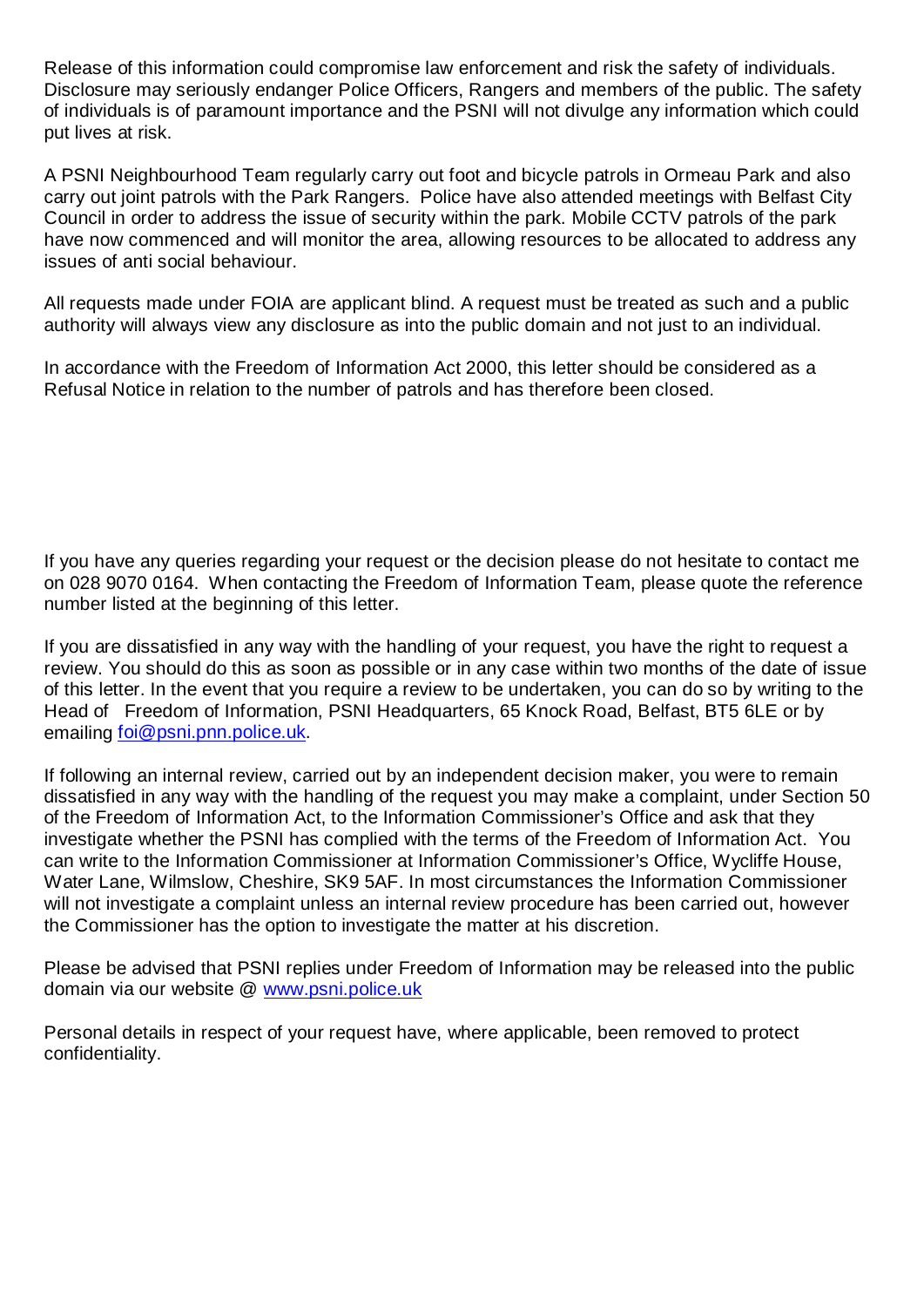Release of this information could compromise law enforcement and risk the safety of individuals. Disclosure may seriously endanger Police Officers, Rangers and members of the public. The safety of individuals is of paramount importance and the PSNI will not divulge any information which could put lives at risk.

A PSNI Neighbourhood Team regularly carry out foot and bicycle patrols in Ormeau Park and also carry out joint patrols with the Park Rangers. Police have also attended meetings with Belfast City Council in order to address the issue of security within the park. Mobile CCTV patrols of the park have now commenced and will monitor the area, allowing resources to be allocated to address any issues of anti social behaviour.

All requests made under FOIA are applicant blind. A request must be treated as such and a public authority will always view any disclosure as into the public domain and not just to an individual.

In accordance with the Freedom of Information Act 2000, this letter should be considered as a Refusal Notice in relation to the number of patrols and has therefore been closed.

If you have any queries regarding your request or the decision please do not hesitate to contact me on 028 9070 0164. When contacting the Freedom of Information Team, please quote the reference number listed at the beginning of this letter.

If you are dissatisfied in any way with the handling of your request, you have the right to request a review. You should do this as soon as possible or in any case within two months of the date of issue of this letter. In the event that you require a review to be undertaken, you can do so by writing to the Head of Freedom of Information, PSNI Headquarters, 65 Knock Road, Belfast, BT5 6LE or by emailing [foi@psni.pnn.police.uk](mailto:foi@psni.pnn.police.uk).

If following an internal review, carried out by an independent decision maker, you were to remain dissatisfied in any way with the handling of the request you may make a complaint, under Section 50 of the Freedom of Information Act, to the Information Commissioner's Office and ask that they investigate whether the PSNI has complied with the terms of the Freedom of Information Act. You can write to the Information Commissioner at Information Commissioner's Office, Wycliffe House, Water Lane, Wilmslow, Cheshire, SK9 5AF. In most circumstances the Information Commissioner will not investigate a complaint unless an internal review procedure has been carried out, however the Commissioner has the option to investigate the matter at his discretion.

Please be advised that PSNI replies under Freedom of Information may be released into the public domain via our website @ [www.psni.police.uk](http://www.psni.police.uk)

Personal details in respect of your request have, where applicable, been removed to protect confidentiality.